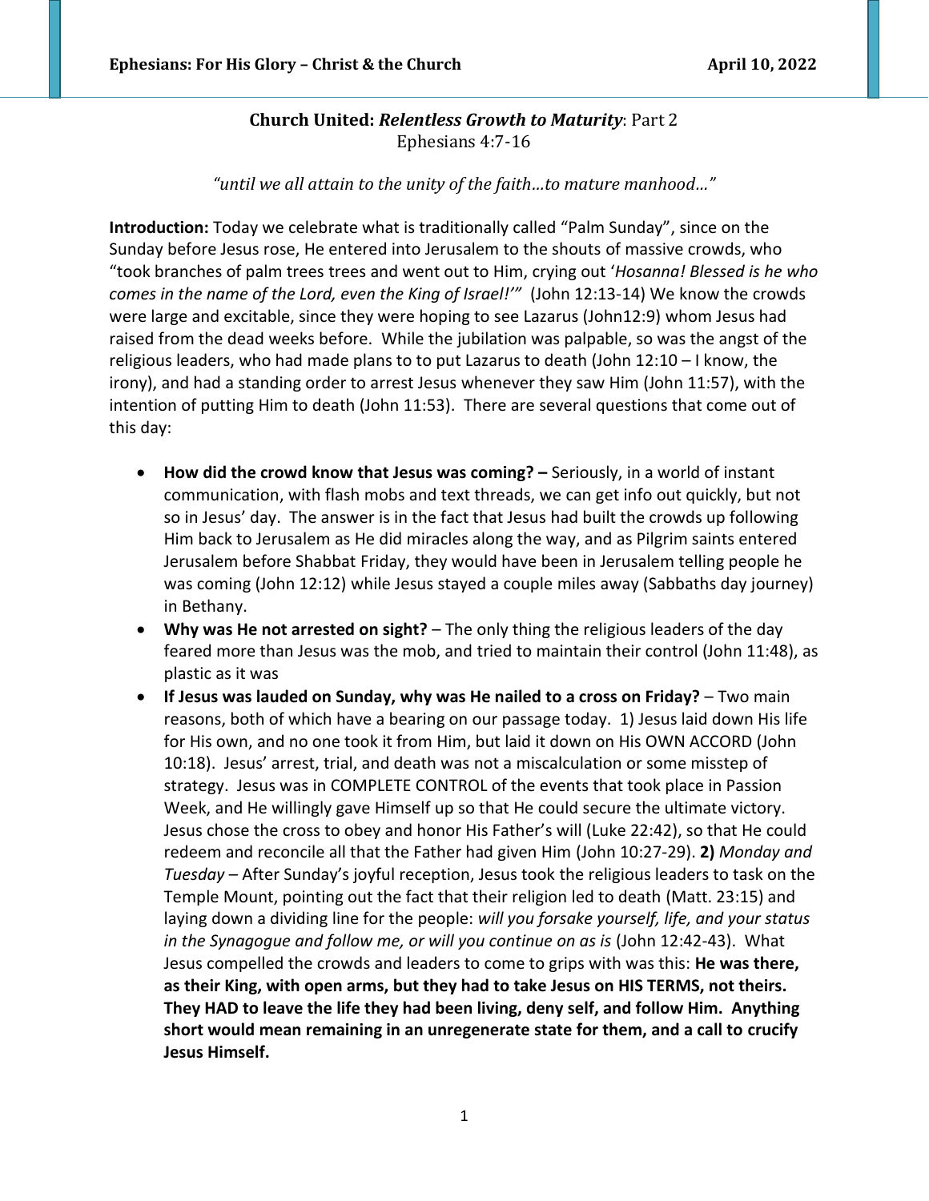# Church United: ***Relentless Growth to Maturity***: Part 2

Ephesians 4:7-16

*"until we all attain to the unity of the faith…to mature manhood…"*

**Introduction:** Today we celebrate what is traditionally called "Palm Sunday", since on the Sunday before Jesus rose, He entered into Jerusalem to the shouts of massive crowds, who "took branches of palm trees trees and went out to Him, crying out '*Hosanna! Blessed is he who comes in the name of the Lord, even the King of Israel!'"* (John 12:13-14) We know the crowds were large and excitable, since they were hoping to see Lazarus (John12:9) whom Jesus had raised from the dead weeks before. While the jubilation was palpable, so was the angst of the religious leaders, who had made plans to to put Lazarus to death (John 12:10 – I know, the irony), and had a standing order to arrest Jesus whenever they saw Him (John 11:57), with the intention of putting Him to death (John 11:53). There are several questions that come out of this day:

- **How did the crowd know that Jesus was coming? –** Seriously, in a world of instant communication, with flash mobs and text threads, we can get info out quickly, but not so in Jesus' day. The answer is in the fact that Jesus had built the crowds up following Him back to Jerusalem as He did miracles along the way, and as Pilgrim saints entered Jerusalem before Shabbat Friday, they would have been in Jerusalem telling people he was coming (John 12:12) while Jesus stayed a couple miles away (Sabbaths day journey) in Bethany.
- **Why was He not arrested on sight?** – The only thing the religious leaders of the day feared more than Jesus was the mob, and tried to maintain their control (John 11:48), as plastic as it was
- **If Jesus was lauded on Sunday, why was He nailed to a cross on Friday?** – Two main reasons, both of which have a bearing on our passage today. 1) Jesus laid down His life for His own, and no one took it from Him, but laid it down on His OWN ACCORD (John 10:18). Jesus' arrest, trial, and death was not a miscalculation or some misstep of strategy. Jesus was in COMPLETE CONTROL of the events that took place in Passion Week, and He willingly gave Himself up so that He could secure the ultimate victory. Jesus chose the cross to obey and honor His Father's will (Luke 22:42), so that He could redeem and reconcile all that the Father had given Him (John 10:27-29). **2)** *Monday and Tuesday* – After Sunday's joyful reception, Jesus took the religious leaders to task on the Temple Mount, pointing out the fact that their religion led to death (Matt. 23:15) and laying down a dividing line for the people: *will you forsake yourself, life, and your status in the Synagogue and follow me, or will you continue on as is* (John 12:42-43). What Jesus compelled the crowds and leaders to come to grips with was this: **He was there, as their King, with open arms, but they had to take Jesus on HIS TERMS, not theirs. They HAD to leave the life they had been living, deny self, and follow Him. Anything short would mean remaining in an unregenerate state for them, and a call to crucify Jesus Himself.**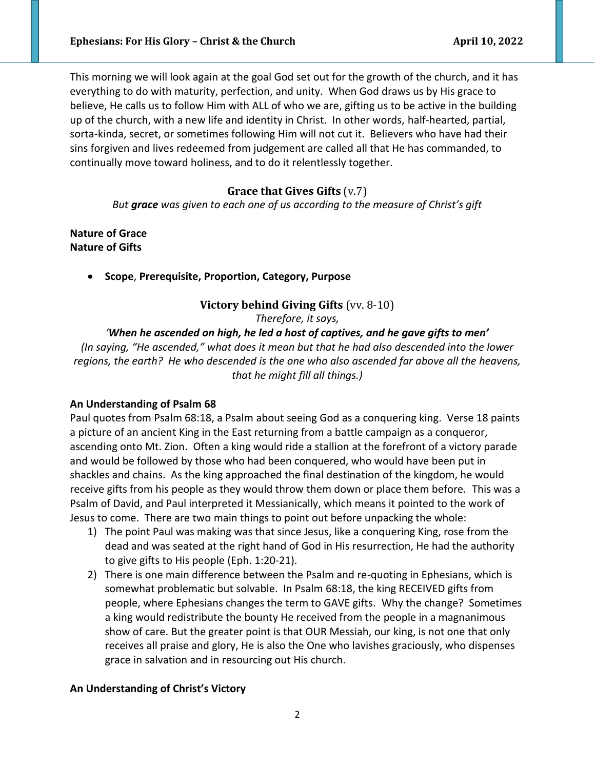This morning we will look again at the goal God set out for the growth of the church, and it has everything to do with maturity, perfection, and unity. When God draws us by His grace to believe, He calls us to follow Him with ALL of who we are, gifting us to be active in the building up of the church, with a new life and identity in Christ. In other words, half-hearted, partial, sorta-kinda, secret, or sometimes following Him will not cut it. Believers who have had their sins forgiven and lives redeemed from judgement are called all that He has commanded, to continually move toward holiness, and to do it relentlessly together.

## **Grace that Gives Gifts** (v.7)

*But **grace** was given to each one of us according to the measure of Christ's gift*

**Nature of Grace**
**Nature of Gifts**

- **Scope**, **Prerequisite, Proportion, Category, Purpose**

## **Victory behind Giving Gifts** (vv. 8-10)

*Therefore, it says,*

***'When he ascended on high, he led a host of captives, and he gave gifts to men'***

*(In saying, "He ascended," what does it mean but that he had also descended into the lower regions, the earth? He who descended is the one who also ascended far above all the heavens, that he might fill all things.)*

**An Understanding of Psalm 68**

Paul quotes from Psalm 68:18, a Psalm about seeing God as a conquering king. Verse 18 paints a picture of an ancient King in the East returning from a battle campaign as a conqueror, ascending onto Mt. Zion. Often a king would ride a stallion at the forefront of a victory parade and would be followed by those who had been conquered, who would have been put in shackles and chains. As the king approached the final destination of the kingdom, he would receive gifts from his people as they would throw them down or place them before. This was a Psalm of David, and Paul interpreted it Messianically, which means it pointed to the work of Jesus to come. There are two main things to point out before unpacking the whole:

1) The point Paul was making was that since Jesus, like a conquering King, rose from the dead and was seated at the right hand of God in His resurrection, He had the authority to give gifts to His people (Eph. 1:20-21).
2) There is one main difference between the Psalm and re-quoting in Ephesians, which is somewhat problematic but solvable. In Psalm 68:18, the king RECEIVED gifts from people, where Ephesians changes the term to GAVE gifts. Why the change? Sometimes a king would redistribute the bounty He received from the people in a magnanimous show of care. But the greater point is that OUR Messiah, our king, is not one that only receives all praise and glory, He is also the One who lavishes graciously, who dispenses grace in salvation and in resourcing out His church.

**An Understanding of Christ's Victory**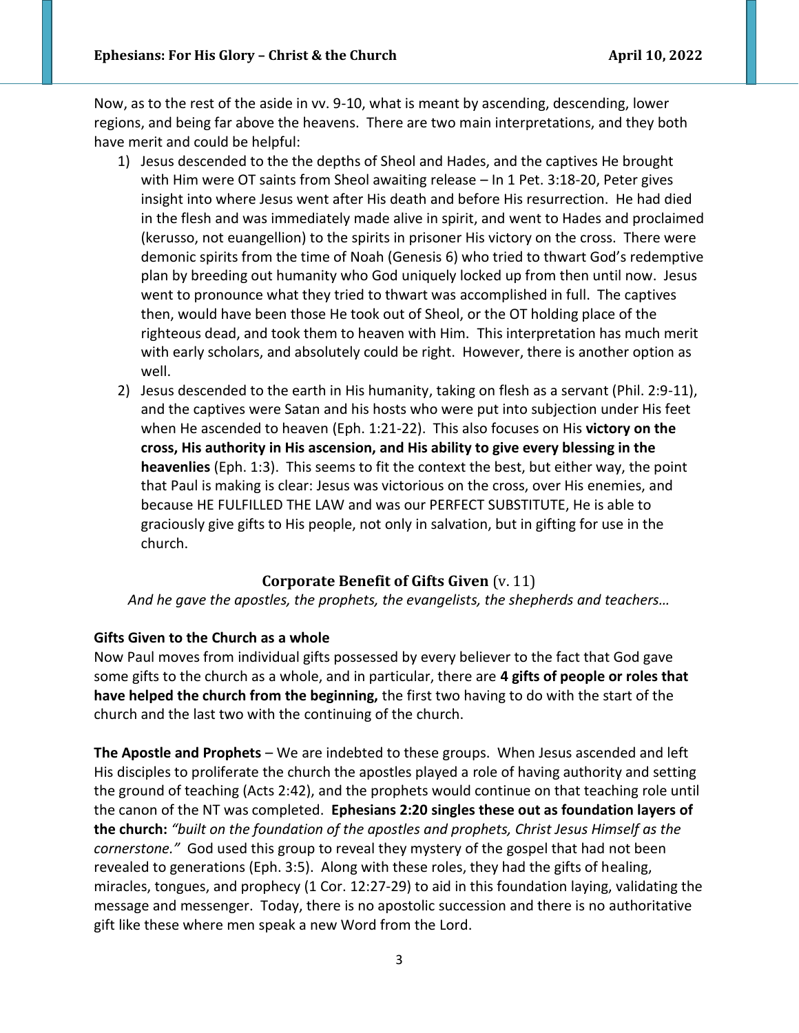Now, as to the rest of the aside in vv. 9-10, what is meant by ascending, descending, lower regions, and being far above the heavens. There are two main interpretations, and they both have merit and could be helpful:

1) Jesus descended to the the depths of Sheol and Hades, and the captives He brought with Him were OT saints from Sheol awaiting release – In 1 Pet. 3:18-20, Peter gives insight into where Jesus went after His death and before His resurrection. He had died in the flesh and was immediately made alive in spirit, and went to Hades and proclaimed (kerusso, not euangellion) to the spirits in prisoner His victory on the cross. There were demonic spirits from the time of Noah (Genesis 6) who tried to thwart God's redemptive plan by breeding out humanity who God uniquely locked up from then until now. Jesus went to pronounce what they tried to thwart was accomplished in full. The captives then, would have been those He took out of Sheol, or the OT holding place of the righteous dead, and took them to heaven with Him. This interpretation has much merit with early scholars, and absolutely could be right. However, there is another option as well.
2) Jesus descended to the earth in His humanity, taking on flesh as a servant (Phil. 2:9-11), and the captives were Satan and his hosts who were put into subjection under His feet when He ascended to heaven (Eph. 1:21-22). This also focuses on His **victory on the cross, His authority in His ascension, and His ability to give every blessing in the heavenlies** (Eph. 1:3). This seems to fit the context the best, but either way, the point that Paul is making is clear: Jesus was victorious on the cross, over His enemies, and because HE FULFILLED THE LAW and was our PERFECT SUBSTITUTE, He is able to graciously give gifts to His people, not only in salvation, but in gifting for use in the church.

## **Corporate Benefit of Gifts Given** (v. 11)

*And he gave the apostles, the prophets, the evangelists, the shepherds and teachers…*

**Gifts Given to the Church as a whole**

Now Paul moves from individual gifts possessed by every believer to the fact that God gave some gifts to the church as a whole, and in particular, there are **4 gifts of people or roles that have helped the church from the beginning,** the first two having to do with the start of the church and the last two with the continuing of the church.

**The Apostle and Prophets** – We are indebted to these groups. When Jesus ascended and left His disciples to proliferate the church the apostles played a role of having authority and setting the ground of teaching (Acts 2:42), and the prophets would continue on that teaching role until the canon of the NT was completed. **Ephesians 2:20 singles these out as foundation layers of the church:** *"built on the foundation of the apostles and prophets, Christ Jesus Himself as the cornerstone."* God used this group to reveal they mystery of the gospel that had not been revealed to generations (Eph. 3:5). Along with these roles, they had the gifts of healing, miracles, tongues, and prophecy (1 Cor. 12:27-29) to aid in this foundation laying, validating the message and messenger. Today, there is no apostolic succession and there is no authoritative gift like these where men speak a new Word from the Lord.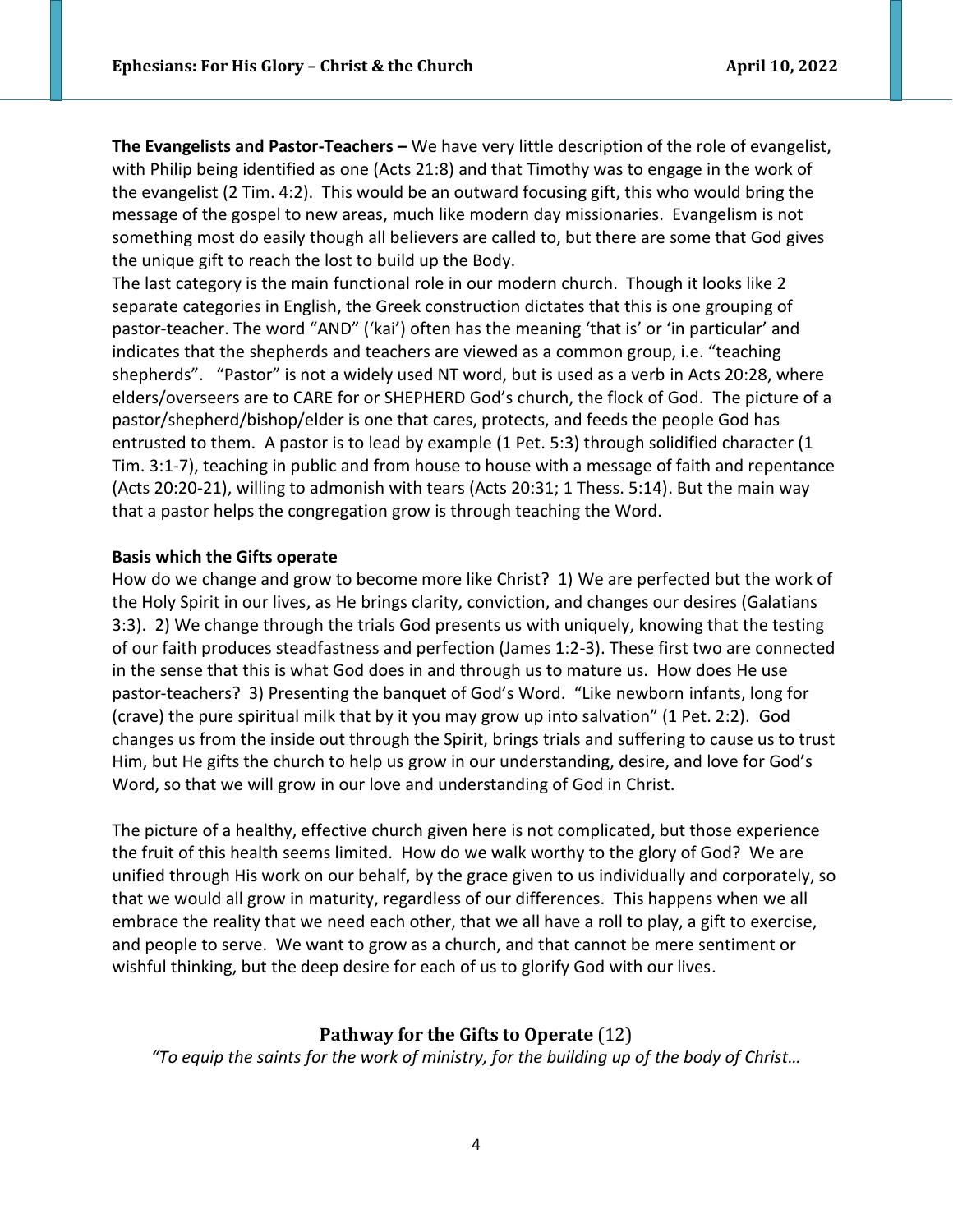**The Evangelists and Pastor-Teachers –** We have very little description of the role of evangelist, with Philip being identified as one (Acts 21:8) and that Timothy was to engage in the work of the evangelist (2 Tim. 4:2). This would be an outward focusing gift, this who would bring the message of the gospel to new areas, much like modern day missionaries. Evangelism is not something most do easily though all believers are called to, but there are some that God gives the unique gift to reach the lost to build up the Body.

The last category is the main functional role in our modern church. Though it looks like 2 separate categories in English, the Greek construction dictates that this is one grouping of pastor-teacher. The word "AND" ('kai') often has the meaning 'that is' or 'in particular' and indicates that the shepherds and teachers are viewed as a common group, i.e. "teaching shepherds". "Pastor" is not a widely used NT word, but is used as a verb in Acts 20:28, where elders/overseers are to CARE for or SHEPHERD God's church, the flock of God. The picture of a pastor/shepherd/bishop/elder is one that cares, protects, and feeds the people God has entrusted to them. A pastor is to lead by example (1 Pet. 5:3) through solidified character (1 Tim. 3:1-7), teaching in public and from house to house with a message of faith and repentance (Acts 20:20-21), willing to admonish with tears (Acts 20:31; 1 Thess. 5:14). But the main way that a pastor helps the congregation grow is through teaching the Word.

**Basis which the Gifts operate**

How do we change and grow to become more like Christ? 1) We are perfected but the work of the Holy Spirit in our lives, as He brings clarity, conviction, and changes our desires (Galatians 3:3). 2) We change through the trials God presents us with uniquely, knowing that the testing of our faith produces steadfastness and perfection (James 1:2-3). These first two are connected in the sense that this is what God does in and through us to mature us. How does He use pastor-teachers? 3) Presenting the banquet of God's Word. "Like newborn infants, long for (crave) the pure spiritual milk that by it you may grow up into salvation" (1 Pet. 2:2). God changes us from the inside out through the Spirit, brings trials and suffering to cause us to trust Him, but He gifts the church to help us grow in our understanding, desire, and love for God's Word, so that we will grow in our love and understanding of God in Christ.

The picture of a healthy, effective church given here is not complicated, but those experience the fruit of this health seems limited. How do we walk worthy to the glory of God? We are unified through His work on our behalf, by the grace given to us individually and corporately, so that we would all grow in maturity, regardless of our differences. This happens when we all embrace the reality that we need each other, that we all have a roll to play, a gift to exercise, and people to serve. We want to grow as a church, and that cannot be mere sentiment or wishful thinking, but the deep desire for each of us to glorify God with our lives.

## Pathway for the Gifts to Operate (12)

*"To equip the saints for the work of ministry, for the building up of the body of Christ…*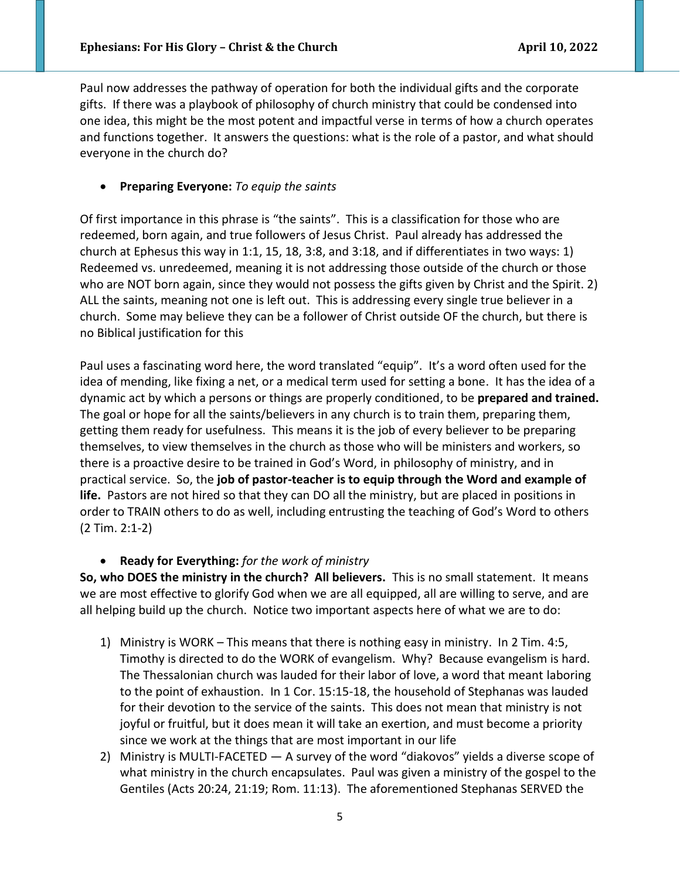Paul now addresses the pathway of operation for both the individual gifts and the corporate gifts. If there was a playbook of philosophy of church ministry that could be condensed into one idea, this might be the most potent and impactful verse in terms of how a church operates and functions together. It answers the questions: what is the role of a pastor, and what should everyone in the church do?

- **Preparing Everyone:** *To equip the saints*

Of first importance in this phrase is "the saints". This is a classification for those who are redeemed, born again, and true followers of Jesus Christ. Paul already has addressed the church at Ephesus this way in 1:1, 15, 18, 3:8, and 3:18, and if differentiates in two ways: 1) Redeemed vs. unredeemed, meaning it is not addressing those outside of the church or those who are NOT born again, since they would not possess the gifts given by Christ and the Spirit. 2) ALL the saints, meaning not one is left out. This is addressing every single true believer in a church. Some may believe they can be a follower of Christ outside OF the church, but there is no Biblical justification for this

Paul uses a fascinating word here, the word translated "equip". It's a word often used for the idea of mending, like fixing a net, or a medical term used for setting a bone. It has the idea of a dynamic act by which a persons or things are properly conditioned, to be **prepared and trained.** The goal or hope for all the saints/believers in any church is to train them, preparing them, getting them ready for usefulness. This means it is the job of every believer to be preparing themselves, to view themselves in the church as those who will be ministers and workers, so there is a proactive desire to be trained in God's Word, in philosophy of ministry, and in practical service. So, the **job of pastor-teacher is to equip through the Word and example of life.** Pastors are not hired so that they can DO all the ministry, but are placed in positions in order to TRAIN others to do as well, including entrusting the teaching of God's Word to others (2 Tim. 2:1-2)

- **Ready for Everything:** *for the work of ministry*

**So, who DOES the ministry in the church? All believers.** This is no small statement. It means we are most effective to glorify God when we are all equipped, all are willing to serve, and are all helping build up the church. Notice two important aspects here of what we are to do:

1) Ministry is WORK – This means that there is nothing easy in ministry. In 2 Tim. 4:5, Timothy is directed to do the WORK of evangelism. Why? Because evangelism is hard. The Thessalonian church was lauded for their labor of love, a word that meant laboring to the point of exhaustion. In 1 Cor. 15:15-18, the household of Stephanas was lauded for their devotion to the service of the saints. This does not mean that ministry is not joyful or fruitful, but it does mean it will take an exertion, and must become a priority since we work at the things that are most important in our life
2) Ministry is MULTI-FACETED — A survey of the word "diakovos" yields a diverse scope of what ministry in the church encapsulates. Paul was given a ministry of the gospel to the Gentiles (Acts 20:24, 21:19; Rom. 11:13). The aforementioned Stephanas SERVED the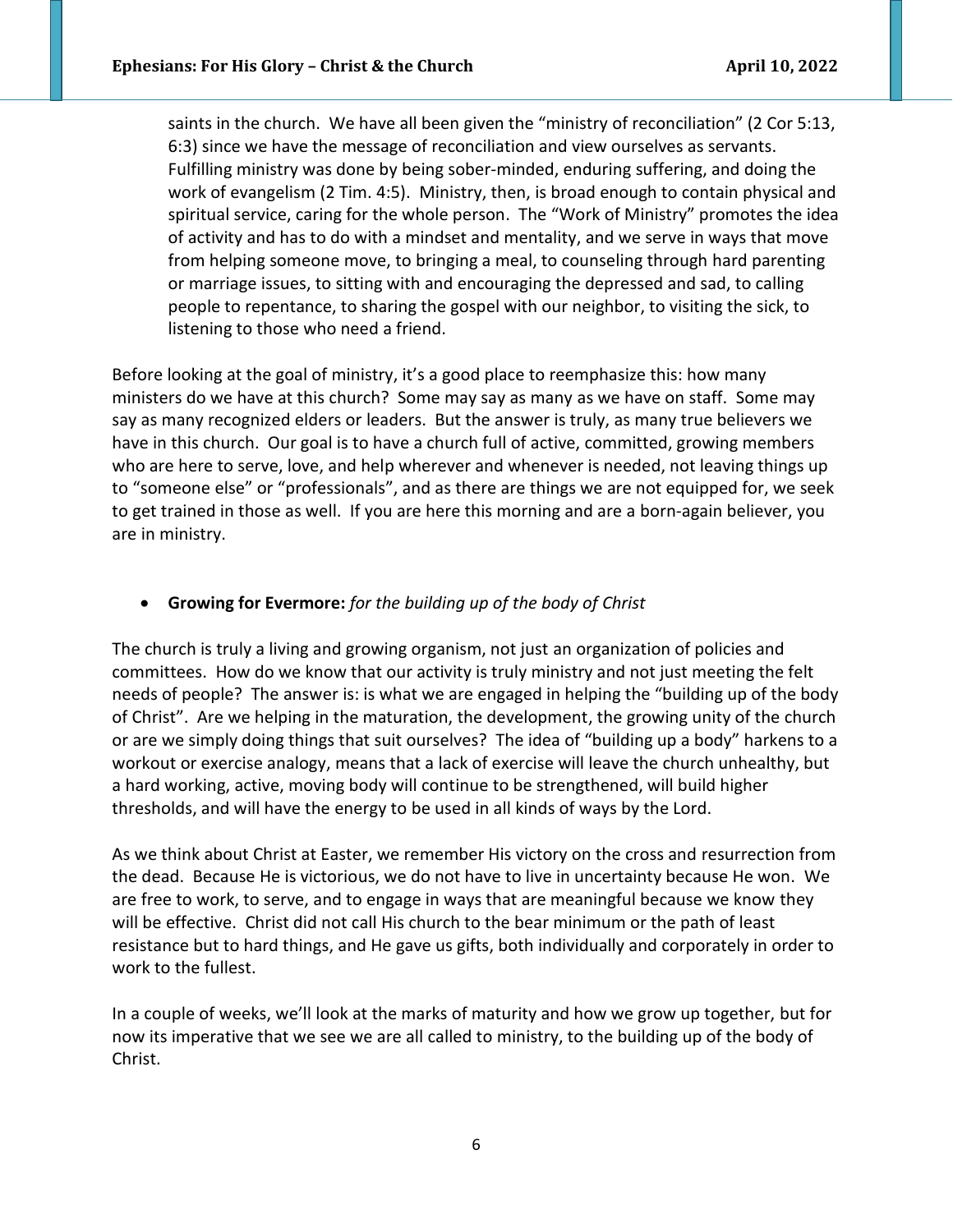saints in the church. We have all been given the "ministry of reconciliation" (2 Cor 5:13, 6:3) since we have the message of reconciliation and view ourselves as servants. Fulfilling ministry was done by being sober-minded, enduring suffering, and doing the work of evangelism (2 Tim. 4:5). Ministry, then, is broad enough to contain physical and spiritual service, caring for the whole person. The "Work of Ministry" promotes the idea of activity and has to do with a mindset and mentality, and we serve in ways that move from helping someone move, to bringing a meal, to counseling through hard parenting or marriage issues, to sitting with and encouraging the depressed and sad, to calling people to repentance, to sharing the gospel with our neighbor, to visiting the sick, to listening to those who need a friend.

Before looking at the goal of ministry, it's a good place to reemphasize this: how many ministers do we have at this church? Some may say as many as we have on staff. Some may say as many recognized elders or leaders. But the answer is truly, as many true believers we have in this church. Our goal is to have a church full of active, committed, growing members who are here to serve, love, and help wherever and whenever is needed, not leaving things up to "someone else" or "professionals", and as there are things we are not equipped for, we seek to get trained in those as well. If you are here this morning and are a born-again believer, you are in ministry.

- **Growing for Evermore:** *for the building up of the body of Christ*

The church is truly a living and growing organism, not just an organization of policies and committees. How do we know that our activity is truly ministry and not just meeting the felt needs of people? The answer is: is what we are engaged in helping the "building up of the body of Christ". Are we helping in the maturation, the development, the growing unity of the church or are we simply doing things that suit ourselves? The idea of "building up a body" harkens to a workout or exercise analogy, means that a lack of exercise will leave the church unhealthy, but a hard working, active, moving body will continue to be strengthened, will build higher thresholds, and will have the energy to be used in all kinds of ways by the Lord.

As we think about Christ at Easter, we remember His victory on the cross and resurrection from the dead. Because He is victorious, we do not have to live in uncertainty because He won. We are free to work, to serve, and to engage in ways that are meaningful because we know they will be effective. Christ did not call His church to the bear minimum or the path of least resistance but to hard things, and He gave us gifts, both individually and corporately in order to work to the fullest.

In a couple of weeks, we'll look at the marks of maturity and how we grow up together, but for now its imperative that we see we are all called to ministry, to the building up of the body of Christ.